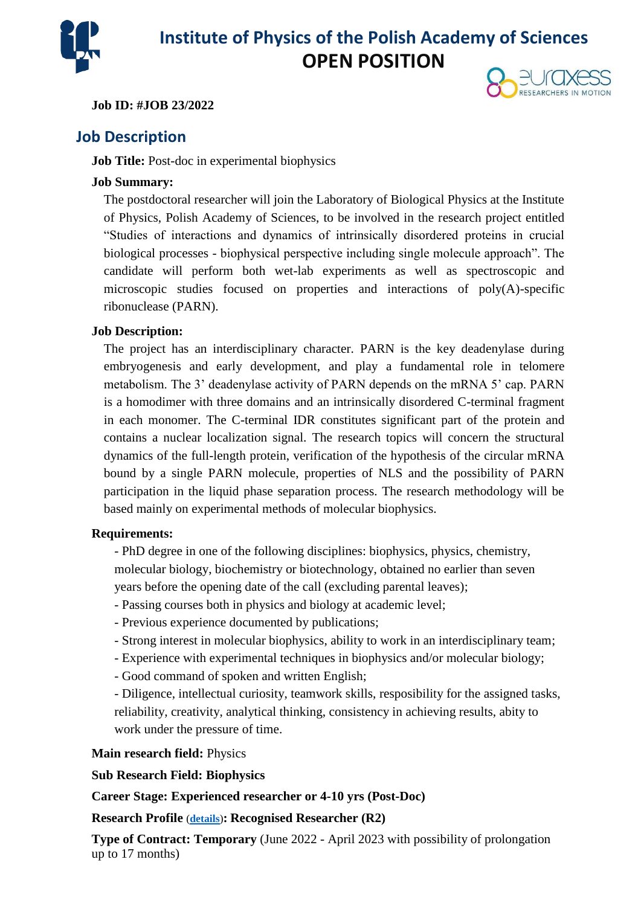# Institute of Physics of the Polish Academy of Sciences

## OPEN POSITION

**Job ID: #JOB 23/2022**

## Job Description

**Job Title:** Post-doc in experimental biophysics

**Job Summary:**

The postdoctoral researcher will join the Laboratory of Biological Physics at the Institute of Physics, Polish Academy of Sciences, to be involved in the research project entitled "Studies of interactions and dynamics of intrinsically disordered proteins in crucial biological processes - biophysical perspective including single molecule approach". The candidate will perform both wet-lab experiments as well as spectroscopic and microscopic studies focused on properties and interactions of poly(A)-specific ribonuclease (PARN).

**Job Description:**

The project has an interdisciplinary character. PARN is the key deadenylase during embryogenesis and early development, and play a fundamental role in telomere metabolism. The 3' deadenylase activity of PARN depends on the mRNA 5' cap. PARN is a homodimer with three domains and an intrinsically disordered C-terminal fragment in each monomer. The C-terminal IDR constitutes significant part of the protein and contains a nuclear localization signal. The research topics will concern the structural dynamics of the full-length protein, verification of the hypothesis of the circular mRNA bound by a single PARN molecule, properties of NLS and the possibility of PARN participation in the liquid phase separation process. The research methodology will be based mainly on experimental methods of molecular biophysics.

**Requirements:**

- PhD degree in one of the following disciplines: biophysics, physics, chemistry, molecular biology, biochemistry or biotechnology, obtained no earlier than seven years before the opening date of the call (excluding parental leaves);
- Passing courses both in physics and biology at academic level;
- Previous experience documented by publications;
- Strong interest in molecular biophysics, ability to work in an interdisciplinary team;
- Experience with experimental techniques in biophysics and/or molecular biology;
- Good command of spoken and written English;
- Diligence, intellectual curiosity, teamwork skills, resposibility for the assigned tasks, reliability, creativity, analytical thinking, consistency in achieving results, abity to work under the pressure of time.

**Main research field:** Physics

**Sub Research Field: Biophysics**

**Career Stage: Experienced researcher or 4-10 yrs (Post-Doc)**

**Research Profile** (details)**: Recognised Researcher (R2)**

**Type of Contract: Temporary** (June 2022 - April 2023 with possibility of prolongation up to 17 months)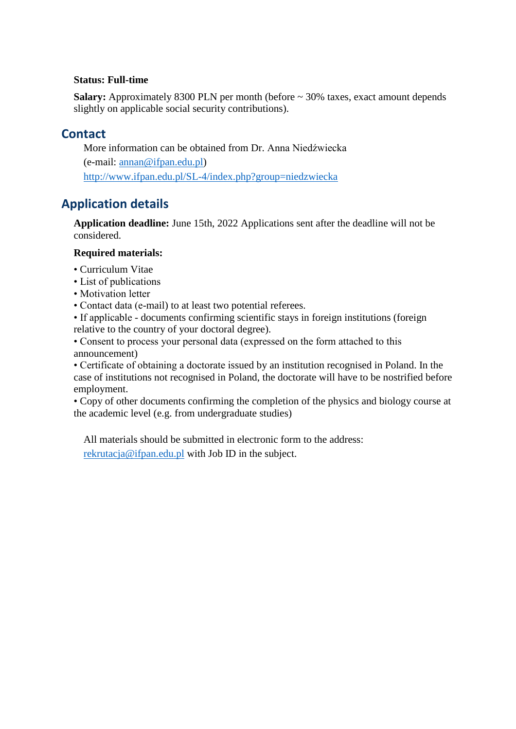**Status: Full-time**

**Salary:** Approximately 8300 PLN per month (before ~ 30% taxes, exact amount depends slightly on applicable social security contributions).

## Contact

More information can be obtained from Dr. Anna Niedźwiecka
(e-mail: annan@ifpan.edu.pl)
http://www.ifpan.edu.pl/SL-4/index.php?group=niedzwiecka

## Application details

**Application deadline:** June 15th, 2022 Applications sent after the deadline will not be considered.

**Required materials:**

• Curriculum Vitae
• List of publications
• Motivation letter
• Contact data (e-mail) to at least two potential referees.
• If applicable - documents confirming scientific stays in foreign institutions (foreign relative to the country of your doctoral degree).
• Consent to process your personal data (expressed on the form attached to this announcement)
• Certificate of obtaining a doctorate issued by an institution recognised in Poland. In the case of institutions not recognised in Poland, the doctorate will have to be nostrified before employment.
• Copy of other documents confirming the completion of the physics and biology course at the academic level (e.g. from undergraduate studies)

All materials should be submitted in electronic form to the address:
rekrutacja@ifpan.edu.pl with Job ID in the subject.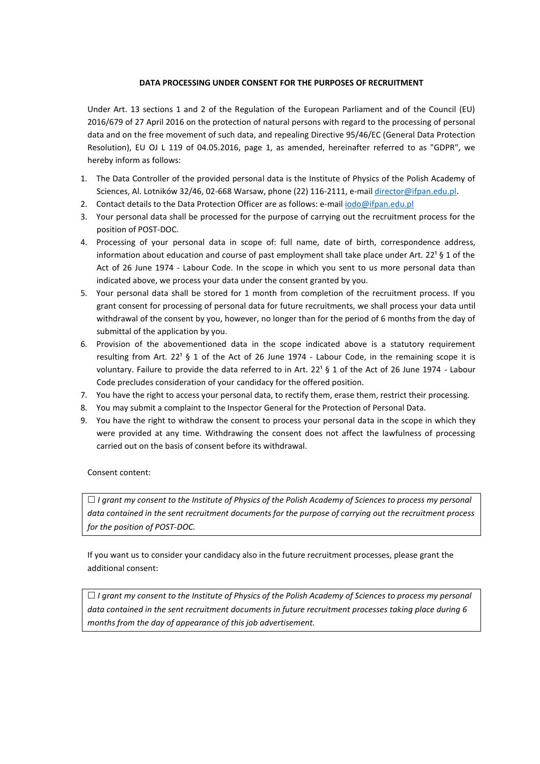**DATA PROCESSING UNDER CONSENT FOR THE PURPOSES OF RECRUITMENT**

Under Art. 13 sections 1 and 2 of the Regulation of the European Parliament and of the Council (EU) 2016/679 of 27 April 2016 on the protection of natural persons with regard to the processing of personal data and on the free movement of such data, and repealing Directive 95/46/EC (General Data Protection Resolution), EU OJ L 119 of 04.05.2016, page 1, as amended, hereinafter referred to as "GDPR", we hereby inform as follows:

1. The Data Controller of the provided personal data is the Institute of Physics of the Polish Academy of Sciences, Al. Lotników 32/46, 02-668 Warsaw, phone (22) 116-2111, e-mail director@ifpan.edu.pl.
2. Contact details to the Data Protection Officer are as follows: e-mail iodo@ifpan.edu.pl
3. Your personal data shall be processed for the purpose of carrying out the recruitment process for the position of POST-DOC.
4. Processing of your personal data in scope of: full name, date of birth, correspondence address, information about education and course of past employment shall take place under Art. 22¹ § 1 of the Act of 26 June 1974 - Labour Code. In the scope in which you sent to us more personal data than indicated above, we process your data under the consent granted by you.
5. Your personal data shall be stored for 1 month from completion of the recruitment process. If you grant consent for processing of personal data for future recruitments, we shall process your data until withdrawal of the consent by you, however, no longer than for the period of 6 months from the day of submittal of the application by you.
6. Provision of the abovementioned data in the scope indicated above is a statutory requirement resulting from Art. 22¹ § 1 of the Act of 26 June 1974 - Labour Code, in the remaining scope it is voluntary. Failure to provide the data referred to in Art. 22¹ § 1 of the Act of 26 June 1974 - Labour Code precludes consideration of your candidacy for the offered position.
7. You have the right to access your personal data, to rectify them, erase them, restrict their processing.
8. You may submit a complaint to the Inspector General for the Protection of Personal Data.
9. You have the right to withdraw the consent to process your personal data in the scope in which they were provided at any time. Withdrawing the consent does not affect the lawfulness of processing carried out on the basis of consent before its withdrawal.

Consent content:

☐ *I grant my consent to the Institute of Physics of the Polish Academy of Sciences to process my personal data contained in the sent recruitment documents for the purpose of carrying out the recruitment process for the position of POST-DOC.*

If you want us to consider your candidacy also in the future recruitment processes, please grant the additional consent:

☐ *I grant my consent to the Institute of Physics of the Polish Academy of Sciences to process my personal data contained in the sent recruitment documents in future recruitment processes taking place during 6 months from the day of appearance of this job advertisement.*